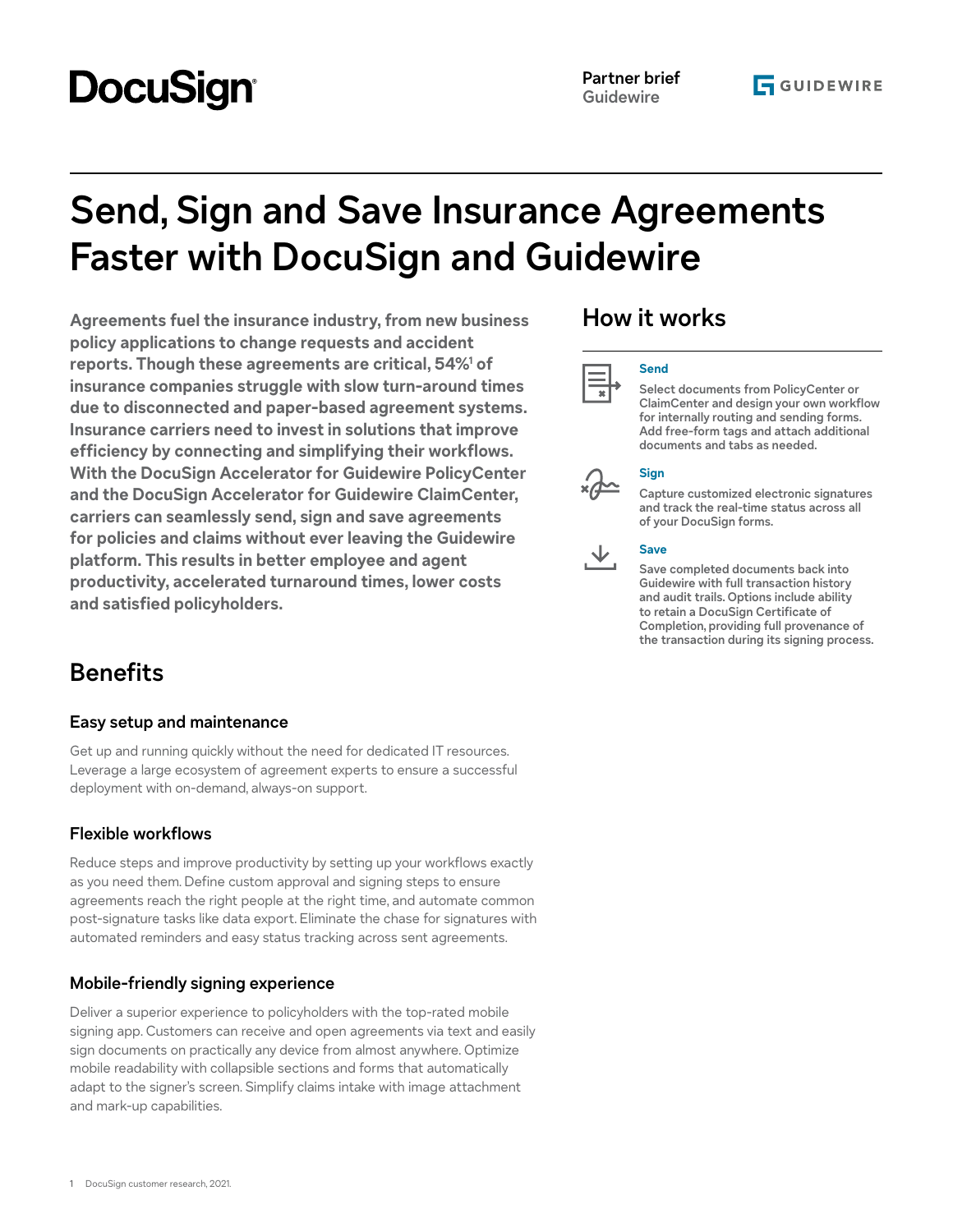DocuSign

Partner brief
Guidewire

GUIDEWIRE

# Send, Sign and Save Insurance Agreements Faster with DocuSign and Guidewire

**Agreements fuel the insurance industry, from new business policy applications to change requests and accident reports. Though these agreements are critical, 54%[1] of insurance companies struggle with slow turn-around times due to disconnected and paper-based agreement systems. Insurance carriers need to invest in solutions that improve efficiency by connecting and simplifying their workflows. With the DocuSign Accelerator for Guidewire PolicyCenter and the DocuSign Accelerator for Guidewire ClaimCenter, carriers can seamlessly send, sign and save agreements for policies and claims without ever leaving the Guidewire platform. This results in better employee and agent productivity, accelerated turnaround times, lower costs and satisfied policyholders.**

## How it works

### Send

Select documents from PolicyCenter or ClaimCenter and design your own workflow for internally routing and sending forms. Add free-form tags and attach additional documents and tabs as needed.

### Sign

Capture customized electronic signatures and track the real-time status across all of your DocuSign forms.

### Save

Save completed documents back into Guidewire with full transaction history and audit trails. Options include ability to retain a DocuSign Certificate of Completion, providing full provenance of the transaction during its signing process.

## Benefits

### Easy setup and maintenance

Get up and running quickly without the need for dedicated IT resources. Leverage a large ecosystem of agreement experts to ensure a successful deployment with on-demand, always-on support.

### Flexible workflows

Reduce steps and improve productivity by setting up your workflows exactly as you need them. Define custom approval and signing steps to ensure agreements reach the right people at the right time, and automate common post-signature tasks like data export. Eliminate the chase for signatures with automated reminders and easy status tracking across sent agreements.

### Mobile-friendly signing experience

Deliver a superior experience to policyholders with the top-rated mobile signing app. Customers can receive and open agreements via text and easily sign documents on practically any device from almost anywhere. Optimize mobile readability with collapsible sections and forms that automatically adapt to the signer's screen. Simplify claims intake with image attachment and mark-up capabilities.

1 DocuSign customer research, 2021.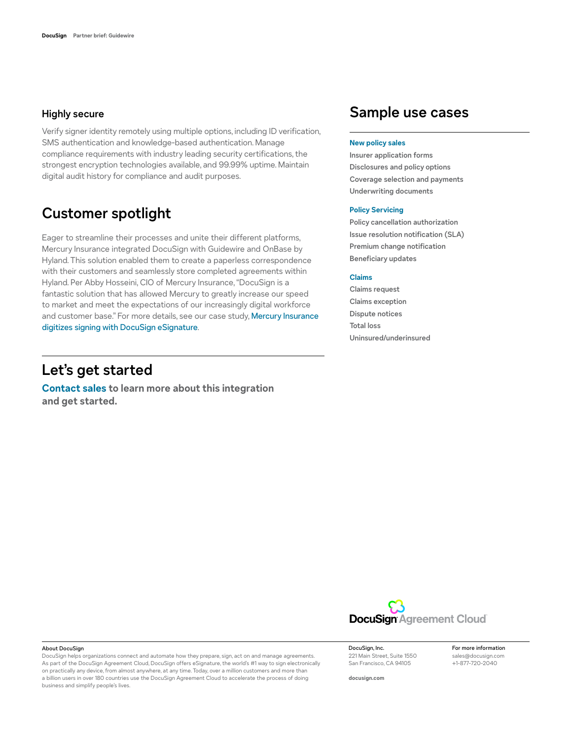### Highly secure

Verify signer identity remotely using multiple options, including ID verification, SMS authentication and knowledge-based authentication. Manage compliance requirements with industry leading security certifications, the strongest encryption technologies available, and 99.99% uptime. Maintain digital audit history for compliance and audit purposes.

## Customer spotlight

Eager to streamline their processes and unite their different platforms, Mercury Insurance integrated DocuSign with Guidewire and OnBase by Hyland. This solution enabled them to create a paperless correspondence with their customers and seamlessly store completed agreements within Hyland. Per Abby Hosseini, CIO of Mercury Insurance, "DocuSign is a fantastic solution that has allowed Mercury to greatly increase our speed to market and meet the expectations of our increasingly digital workforce and customer base." For more details, see our case study, Mercury Insurance digitizes signing with DocuSign eSignature.

## Let's get started

**Contact sales to learn more about this integration and get started.**

## Sample use cases

**New policy sales**

- Insurer application forms
- Disclosures and policy options
- Coverage selection and payments
- Underwriting documents

**Policy Servicing**

- Policy cancellation authorization
- Issue resolution notification (SLA)
- Premium change notification
- Beneficiary updates

**Claims**

- Claims request
- Claims exception
- Dispute notices
- Total loss
- Uninsured/underinsured

DocuSign Agreement Cloud

About DocuSign

DocuSign helps organizations connect and automate how they prepare, sign, act on and manage agreements. As part of the DocuSign Agreement Cloud, DocuSign offers eSignature, the world's #1 way to sign electronically on practically any device, from almost anywhere, at any time. Today, over a million customers and more than a billion users in over 180 countries use the DocuSign Agreement Cloud to accelerate the process of doing business and simplify people's lives.

DocuSign, Inc.
221 Main Street, Suite 1550
San Francisco, CA 94105

**docusign.com**

For more information
sales@docusign.com
+1-877-720-2040